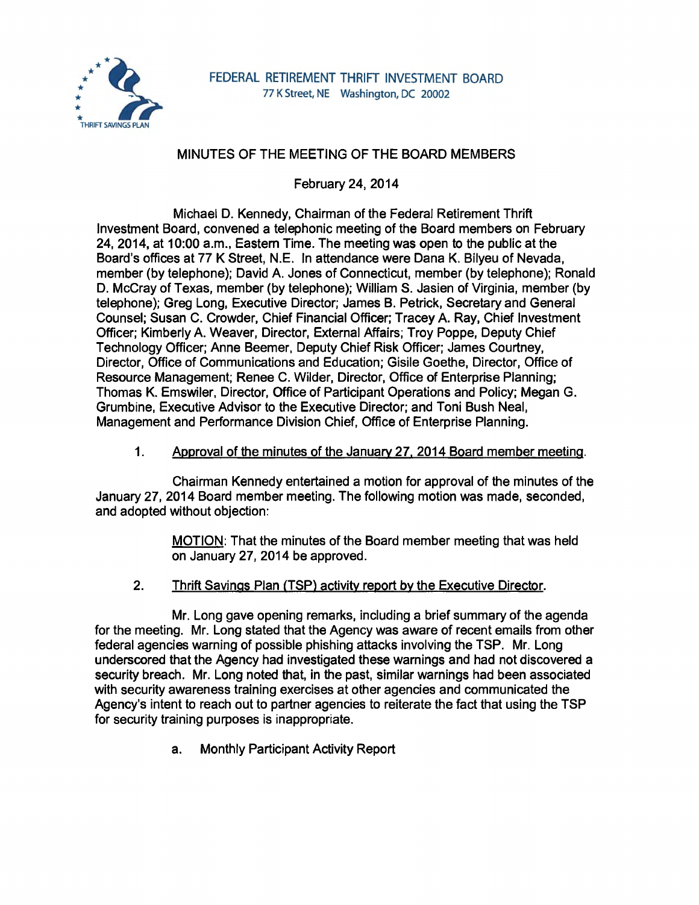FEDERAL RETIREMENT THRIFT INVESTMENT BOARD
77 K Street, NE Washington, DC 20002

THRIFT SAVINGS PLAN

# MINUTES OF THE MEETING OF THE BOARD MEMBERS

February 24, 2014

Michael D. Kennedy, Chairman of the Federal Retirement Thrift Investment Board, convened a telephonic meeting of the Board members on February 24, 2014, at 10:00 a.m., Eastern Time. The meeting was open to the public at the Board's offices at 77 K Street, N.E. In attendance were Dana K. Bilyeu of Nevada, member (by telephone); David A. Jones of Connecticut, member (by telephone); Ronald D. McCray of Texas, member (by telephone); William S. Jasien of Virginia, member (by telephone); Greg Long, Executive Director; James B. Petrick, Secretary and General Counsel; Susan C. Crowder, Chief Financial Officer; Tracey A. Ray, Chief Investment Officer; Kimberly A. Weaver, Director, External Affairs; Troy Poppe, Deputy Chief Technology Officer; Anne Beemer, Deputy Chief Risk Officer; James Courtney, Director, Office of Communications and Education; Gisile Goethe, Director, Office of Resource Management; Renee C. Wilder, Director, Office of Enterprise Planning; Thomas K. Emswiler, Director, Office of Participant Operations and Policy; Megan G. Grumbine, Executive Advisor to the Executive Director; and Toni Bush Neal, Management and Performance Division Chief, Office of Enterprise Planning.

1. Approval of the minutes of the January 27, 2014 Board member meeting.

Chairman Kennedy entertained a motion for approval of the minutes of the January 27, 2014 Board member meeting. The following motion was made, seconded, and adopted without objection:

> MOTION: That the minutes of the Board member meeting that was held on January 27, 2014 be approved.

2. Thrift Savings Plan (TSP) activity report by the Executive Director.

Mr. Long gave opening remarks, including a brief summary of the agenda for the meeting. Mr. Long stated that the Agency was aware of recent emails from other federal agencies warning of possible phishing attacks involving the TSP. Mr. Long underscored that the Agency had investigated these warnings and had not discovered a security breach. Mr. Long noted that, in the past, similar warnings had been associated with security awareness training exercises at other agencies and communicated the Agency's intent to reach out to partner agencies to reiterate the fact that using the TSP for security training purposes is inappropriate.

a. Monthly Participant Activity Report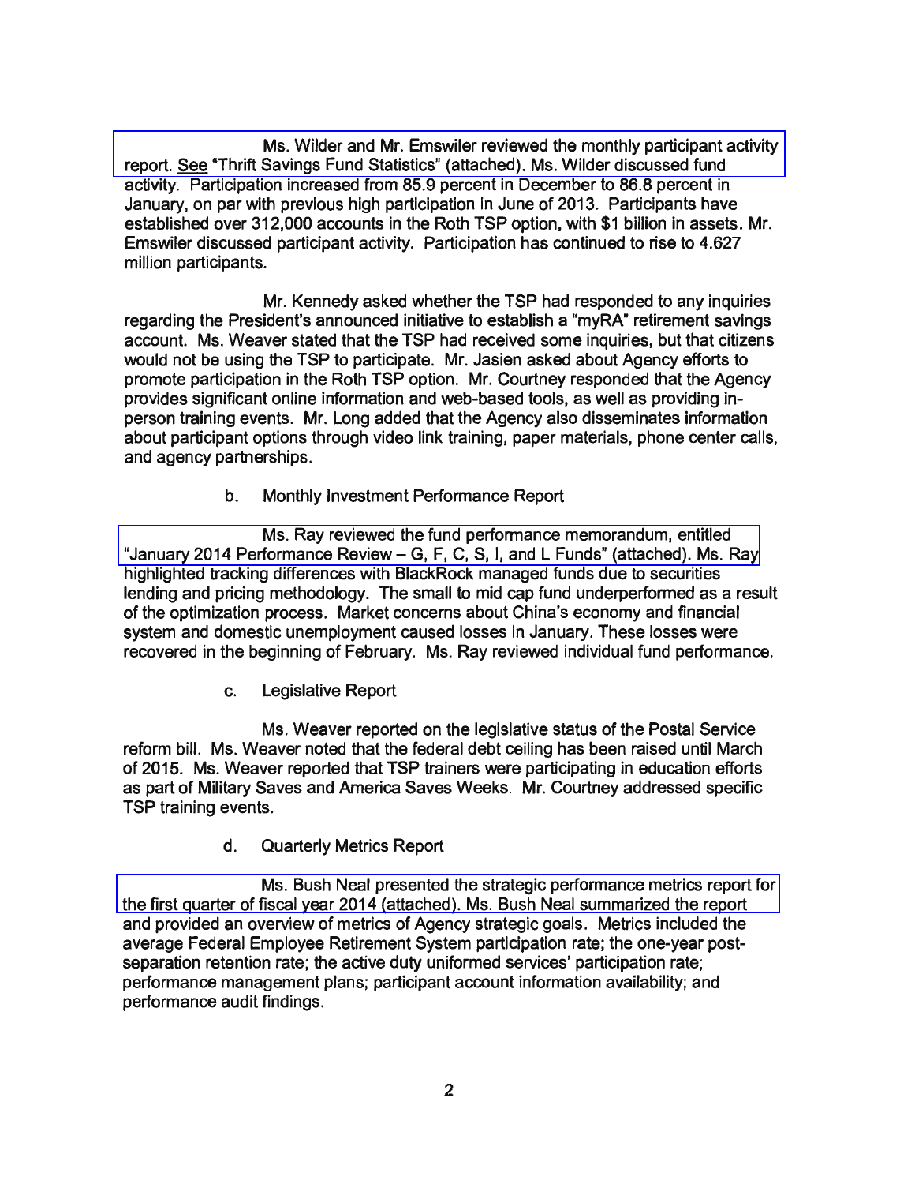Ms. Wilder and Mr. Emswiler reviewed the monthly participant activity report. See "Thrift Savings Fund Statistics" (attached). Ms. Wilder discussed fund activity. Participation increased from 85.9 percent in December to 86.8 percent in January, on par with previous high participation in June of 2013. Participants have established over 312,000 accounts in the Roth TSP option, with $1 billion in assets. Mr. Emswiler discussed participant activity. Participation has continued to rise to 4.627 million participants.

Mr. Kennedy asked whether the TSP had responded to any inquiries regarding the President's announced initiative to establish a "myRA" retirement savings account. Ms. Weaver stated that the TSP had received some inquiries, but that citizens would not be using the TSP to participate. Mr. Jasien asked about Agency efforts to promote participation in the Roth TSP option. Mr. Courtney responded that the Agency provides significant online information and web-based tools, as well as providing in-person training events. Mr. Long added that the Agency also disseminates information about participant options through video link training, paper materials, phone center calls, and agency partnerships.

b. Monthly Investment Performance Report

Ms. Ray reviewed the fund performance memorandum, entitled "January 2014 Performance Review – G, F, C, S, I, and L Funds" (attached). Ms. Ray highlighted tracking differences with BlackRock managed funds due to securities lending and pricing methodology. The small to mid cap fund underperformed as a result of the optimization process. Market concerns about China's economy and financial system and domestic unemployment caused losses in January. These losses were recovered in the beginning of February. Ms. Ray reviewed individual fund performance.

c. Legislative Report

Ms. Weaver reported on the legislative status of the Postal Service reform bill. Ms. Weaver noted that the federal debt ceiling has been raised until March of 2015. Ms. Weaver reported that TSP trainers were participating in education efforts as part of Military Saves and America Saves Weeks. Mr. Courtney addressed specific TSP training events.

d. Quarterly Metrics Report

Ms. Bush Neal presented the strategic performance metrics report for the first quarter of fiscal year 2014 (attached). Ms. Bush Neal summarized the report and provided an overview of metrics of Agency strategic goals. Metrics included the average Federal Employee Retirement System participation rate; the one-year post-separation retention rate; the active duty uniformed services' participation rate; performance management plans; participant account information availability; and performance audit findings.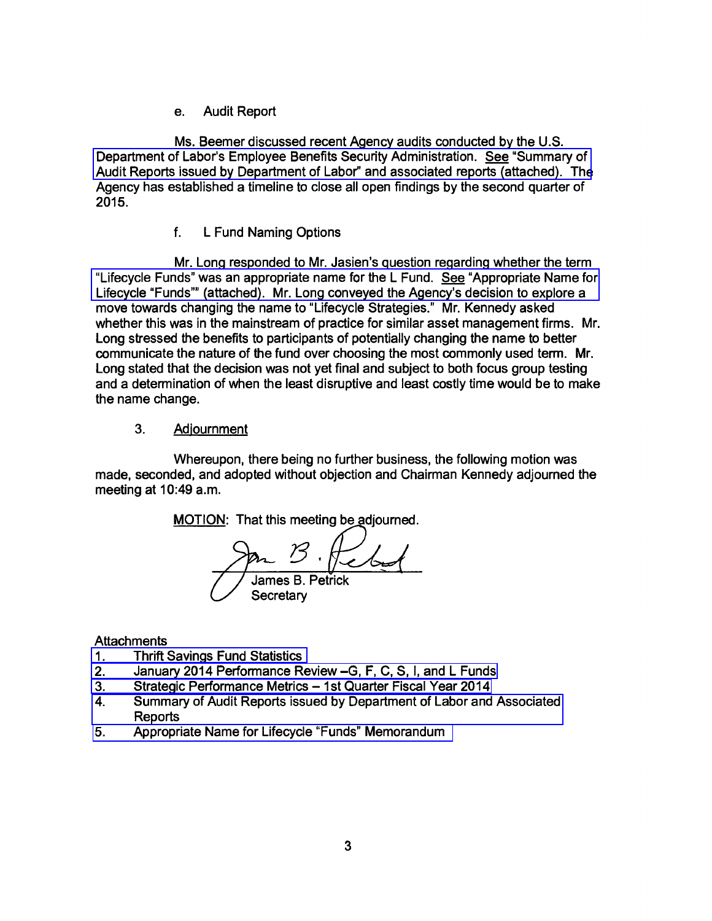e. Audit Report

Ms. Beemer discussed recent Agency audits conducted by the U.S. Department of Labor's Employee Benefits Security Administration. See "Summary of Audit Reports issued by Department of Labor" and associated reports (attached). The Agency has established a timeline to close all open findings by the second quarter of 2015.

f. L Fund Naming Options

Mr. Long responded to Mr. Jasien's question regarding whether the term "Lifecycle Funds" was an appropriate name for the L Fund. See "Appropriate Name for Lifecycle "Funds"" (attached). Mr. Long conveyed the Agency's decision to explore a move towards changing the name to "Lifecycle Strategies." Mr. Kennedy asked whether this was in the mainstream of practice for similar asset management firms. Mr. Long stressed the benefits to participants of potentially changing the name to better communicate the nature of the fund over choosing the most commonly used term. Mr. Long stated that the decision was not yet final and subject to both focus group testing and a determination of when the least disruptive and least costly time would be to make the name change.

3. Adjournment

Whereupon, there being no further business, the following motion was made, seconded, and adopted without objection and Chairman Kennedy adjourned the meeting at 10:49 a.m.

MOTION: That this meeting be adjourned.

James B. Petrick
Secretary

Attachments
1. Thrift Savings Fund Statistics
2. January 2014 Performance Review –G, F, C, S, I, and L Funds
3. Strategic Performance Metrics – 1st Quarter Fiscal Year 2014
4. Summary of Audit Reports issued by Department of Labor and Associated Reports
5. Appropriate Name for Lifecycle "Funds" Memorandum